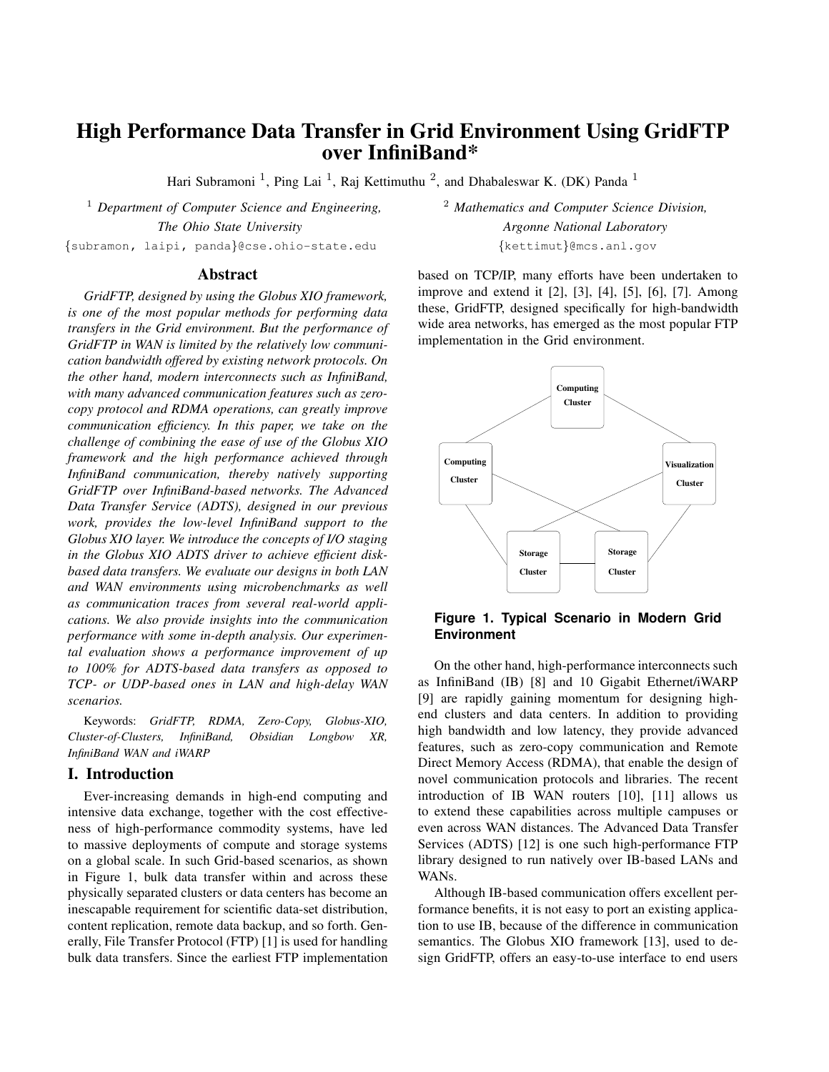# High Performance Data Transfer in Grid Environment Using GridFTP over InfiniBand*

Hari Subramoni [1], Ping Lai [1], Raj Kettimuthu [2], and Dhabaleswar K. (DK) Panda [1]

[1] *Department of Computer Science and Engineering, The Ohio State University*
{subramon, laipi, panda}@cse.ohio-state.edu

[2] *Mathematics and Computer Science Division, Argonne National Laboratory*
{kettimut}@mcs.anl.gov

## Abstract

*GridFTP, designed by using the Globus XIO framework, is one of the most popular methods for performing data transfers in the Grid environment. But the performance of GridFTP in WAN is limited by the relatively low communication bandwidth offered by existing network protocols. On the other hand, modern interconnects such as InfiniBand, with many advanced communication features such as zero-copy protocol and RDMA operations, can greatly improve communication efficiency. In this paper, we take on the challenge of combining the ease of use of the Globus XIO framework and the high performance achieved through InfiniBand communication, thereby natively supporting GridFTP over InfiniBand-based networks. The Advanced Data Transfer Service (ADTS), designed in our previous work, provides the low-level InfiniBand support to the Globus XIO layer. We introduce the concepts of I/O staging in the Globus XIO ADTS driver to achieve efficient disk-based data transfers. We evaluate our designs in both LAN and WAN environments using microbenchmarks as well as communication traces from several real-world applications. We also provide insights into the communication performance with some in-depth analysis. Our experimental evaluation shows a performance improvement of up to 100% for ADTS-based data transfers as opposed to TCP- or UDP-based ones in LAN and high-delay WAN scenarios.*

Keywords: *GridFTP, RDMA, Zero-Copy, Globus-XIO, Cluster-of-Clusters, InfiniBand, Obsidian Longbow XR, InfiniBand WAN and iWARP*

## I. Introduction

Ever-increasing demands in high-end computing and intensive data exchange, together with the cost effectiveness of high-performance commodity systems, have led to massive deployments of compute and storage systems on a global scale. In such Grid-based scenarios, as shown in Figure 1, bulk data transfer within and across these physically separated clusters or data centers has become an inescapable requirement for scientific data-set distribution, content replication, remote data backup, and so forth. Generally, File Transfer Protocol (FTP) [1] is used for handling bulk data transfers. Since the earliest FTP implementation based on TCP/IP, many efforts have been undertaken to improve and extend it [2], [3], [4], [5], [6], [7]. Among these, GridFTP, designed specifically for high-bandwidth wide area networks, has emerged as the most popular FTP implementation in the Grid environment.

**Figure 1. Typical Scenario in Modern Grid Environment**

On the other hand, high-performance interconnects such as InfiniBand (IB) [8] and 10 Gigabit Ethernet/iWARP [9] are rapidly gaining momentum for designing high-end clusters and data centers. In addition to providing high bandwidth and low latency, they provide advanced features, such as zero-copy communication and Remote Direct Memory Access (RDMA), that enable the design of novel communication protocols and libraries. The recent introduction of IB WAN routers [10], [11] allows us to extend these capabilities across multiple campuses or even across WAN distances. The Advanced Data Transfer Services (ADTS) [12] is one such high-performance FTP library designed to run natively over IB-based LANs and WANs.

Although IB-based communication offers excellent performance benefits, it is not easy to port an existing application to use IB, because of the difference in communication semantics. The Globus XIO framework [13], used to design GridFTP, offers an easy-to-use interface to end users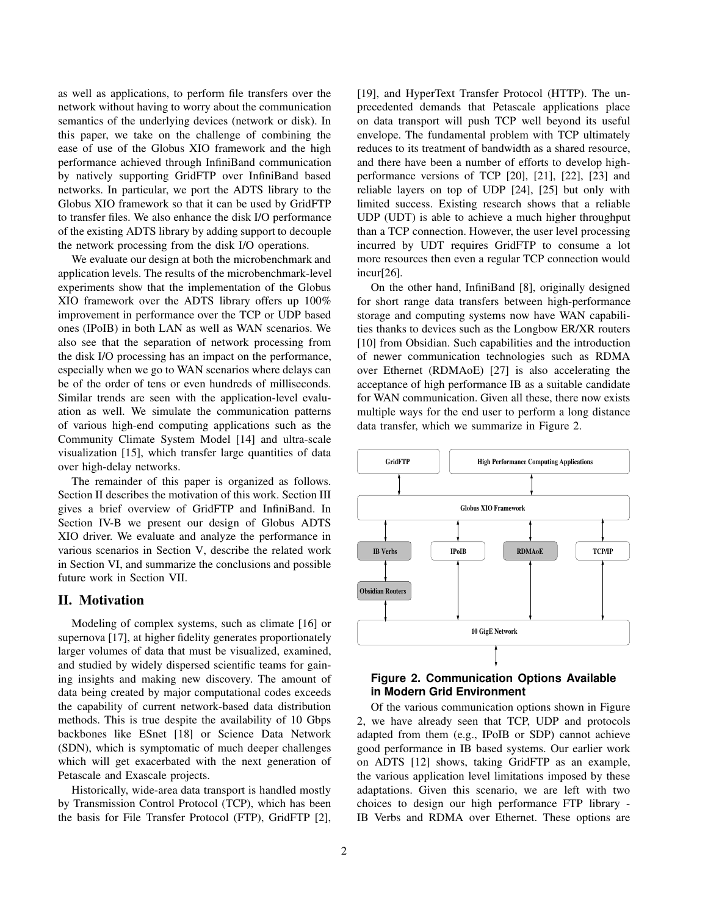as well as applications, to perform file transfers over the network without having to worry about the communication semantics of the underlying devices (network or disk). In this paper, we take on the challenge of combining the ease of use of the Globus XIO framework and the high performance achieved through InfiniBand communication by natively supporting GridFTP over InfiniBand based networks. In particular, we port the ADTS library to the Globus XIO framework so that it can be used by GridFTP to transfer files. We also enhance the disk I/O performance of the existing ADTS library by adding support to decouple the network processing from the disk I/O operations.

We evaluate our design at both the microbenchmark and application levels. The results of the microbenchmark-level experiments show that the implementation of the Globus XIO framework over the ADTS library offers up 100% improvement in performance over the TCP or UDP based ones (IPoIB) in both LAN as well as WAN scenarios. We also see that the separation of network processing from the disk I/O processing has an impact on the performance, especially when we go to WAN scenarios where delays can be of the order of tens or even hundreds of milliseconds. Similar trends are seen with the application-level evaluation as well. We simulate the communication patterns of various high-end computing applications such as the Community Climate System Model [14] and ultra-scale visualization [15], which transfer large quantities of data over high-delay networks.

The remainder of this paper is organized as follows. Section II describes the motivation of this work. Section III gives a brief overview of GridFTP and InfiniBand. In Section IV-B we present our design of Globus ADTS XIO driver. We evaluate and analyze the performance in various scenarios in Section V, describe the related work in Section VI, and summarize the conclusions and possible future work in Section VII.

## II. Motivation

Modeling of complex systems, such as climate [16] or supernova [17], at higher fidelity generates proportionately larger volumes of data that must be visualized, examined, and studied by widely dispersed scientific teams for gaining insights and making new discovery. The amount of data being created by major computational codes exceeds the capability of current network-based data distribution methods. This is true despite the availability of 10 Gbps backbones like ESnet [18] or Science Data Network (SDN), which is symptomatic of much deeper challenges which will get exacerbated with the next generation of Petascale and Exascale projects.

Historically, wide-area data transport is handled mostly by Transmission Control Protocol (TCP), which has been the basis for File Transfer Protocol (FTP), GridFTP [2], [19], and HyperText Transfer Protocol (HTTP). The unprecedented demands that Petascale applications place on data transport will push TCP well beyond its useful envelope. The fundamental problem with TCP ultimately reduces to its treatment of bandwidth as a shared resource, and there have been a number of efforts to develop high-performance versions of TCP [20], [21], [22], [23] and reliable layers on top of UDP [24], [25] but only with limited success. Existing research shows that a reliable UDP (UDT) is able to achieve a much higher throughput than a TCP connection. However, the user level processing incurred by UDT requires GridFTP to consume a lot more resources then even a regular TCP connection would incur[26].

On the other hand, InfiniBand [8], originally designed for short range data transfers between high-performance storage and computing systems now have WAN capabilities thanks to devices such as the Longbow ER/XR routers [10] from Obsidian. Such capabilities and the introduction of newer communication technologies such as RDMA over Ethernet (RDMAoE) [27] is also accelerating the acceptance of high performance IB as a suitable candidate for WAN communication. Given all these, there now exists multiple ways for the end user to perform a long distance data transfer, which we summarize in Figure 2.

**Figure 2. Communication Options Available in Modern Grid Environment**

Of the various communication options shown in Figure 2, we have already seen that TCP, UDP and protocols adapted from them (e.g., IPoIB or SDP) cannot achieve good performance in IB based systems. Our earlier work on ADTS [12] shows, taking GridFTP as an example, the various application level limitations imposed by these adaptations. Given this scenario, we are left with two choices to design our high performance FTP library - IB Verbs and RDMA over Ethernet. These options are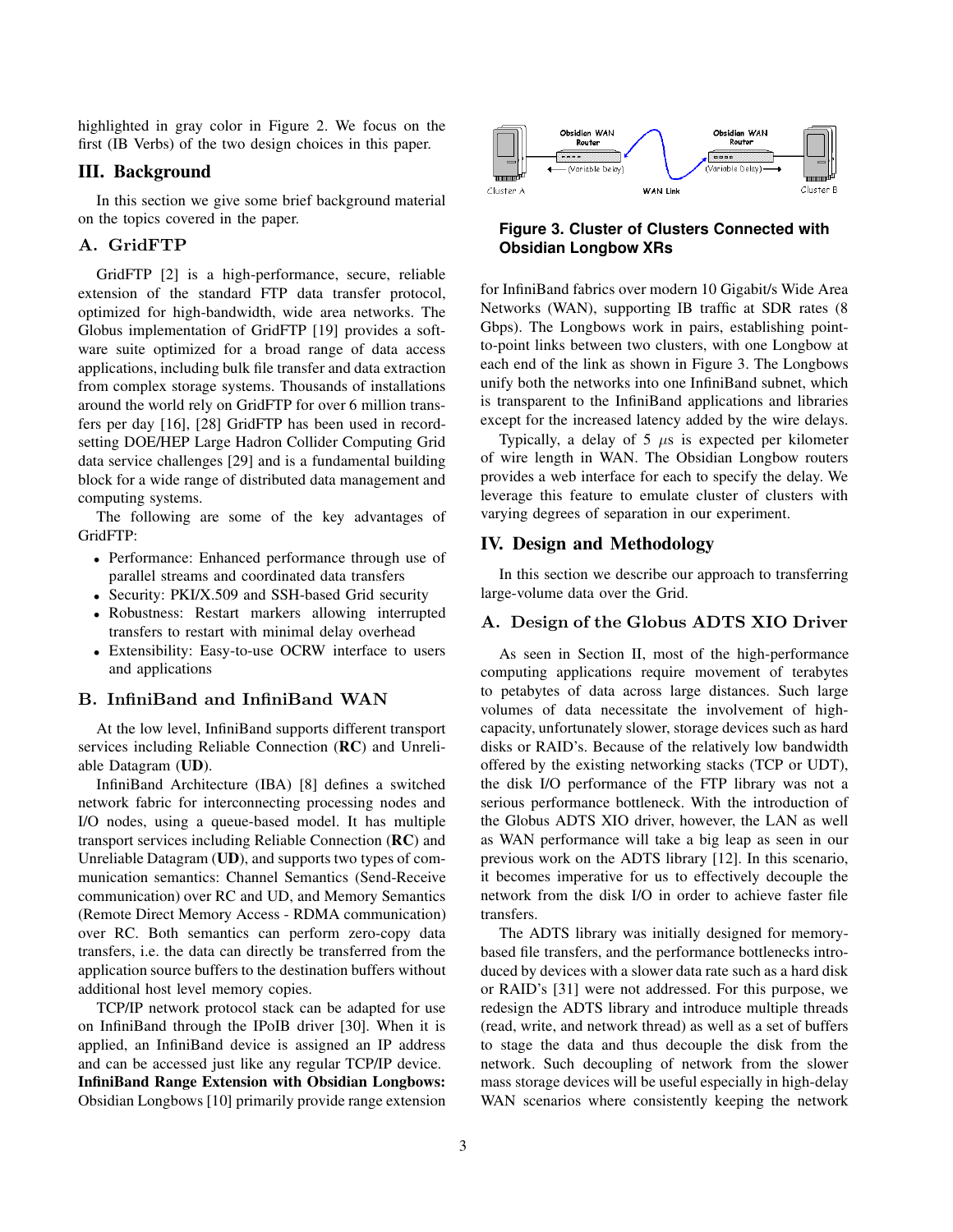highlighted in gray color in Figure 2. We focus on the first (IB Verbs) of the two design choices in this paper.

## III. Background

In this section we give some brief background material on the topics covered in the paper.

### A. GridFTP

GridFTP [2] is a high-performance, secure, reliable extension of the standard FTP data transfer protocol, optimized for high-bandwidth, wide area networks. The Globus implementation of GridFTP [19] provides a software suite optimized for a broad range of data access applications, including bulk file transfer and data extraction from complex storage systems. Thousands of installations around the world rely on GridFTP for over 6 million transfers per day [16], [28] GridFTP has been used in record-setting DOE/HEP Large Hadron Collider Computing Grid data service challenges [29] and is a fundamental building block for a wide range of distributed data management and computing systems.

The following are some of the key advantages of GridFTP:

- Performance: Enhanced performance through use of parallel streams and coordinated data transfers
- Security: PKI/X.509 and SSH-based Grid security
- Robustness: Restart markers allowing interrupted transfers to restart with minimal delay overhead
- Extensibility: Easy-to-use OCRW interface to users and applications

### B. InfiniBand and InfiniBand WAN

At the low level, InfiniBand supports different transport services including Reliable Connection (**RC**) and Unreliable Datagram (**UD**).

InfiniBand Architecture (IBA) [8] defines a switched network fabric for interconnecting processing nodes and I/O nodes, using a queue-based model. It has multiple transport services including Reliable Connection (**RC**) and Unreliable Datagram (**UD**), and supports two types of communication semantics: Channel Semantics (Send-Receive communication) over RC and UD, and Memory Semantics (Remote Direct Memory Access - RDMA communication) over RC. Both semantics can perform zero-copy data transfers, i.e. the data can directly be transferred from the application source buffers to the destination buffers without additional host level memory copies.

TCP/IP network protocol stack can be adapted for use on InfiniBand through the IPoIB driver [30]. When it is applied, an InfiniBand device is assigned an IP address and can be accessed just like any regular TCP/IP device.
**InfiniBand Range Extension with Obsidian Longbows:** Obsidian Longbows [10] primarily provide range extension for InfiniBand fabrics over modern 10 Gigabit/s Wide Area Networks (WAN), supporting IB traffic at SDR rates (8 Gbps). The Longbows work in pairs, establishing point-to-point links between two clusters, with one Longbow at each end of the link as shown in Figure 3. The Longbows unify both the networks into one InfiniBand subnet, which is transparent to the InfiniBand applications and libraries except for the increased latency added by the wire delays.

**Figure 3. Cluster of Clusters Connected with Obsidian Longbow XRs**

Typically, a delay of 5 $\mu$s is expected per kilometer of wire length in WAN. The Obsidian Longbow routers provides a web interface for each to specify the delay. We leverage this feature to emulate cluster of clusters with varying degrees of separation in our experiment.

## IV. Design and Methodology

In this section we describe our approach to transferring large-volume data over the Grid.

### A. Design of the Globus ADTS XIO Driver

As seen in Section II, most of the high-performance computing applications require movement of terabytes to petabytes of data across large distances. Such large volumes of data necessitate the involvement of high-capacity, unfortunately slower, storage devices such as hard disks or RAID's. Because of the relatively low bandwidth offered by the existing networking stacks (TCP or UDT), the disk I/O performance of the FTP library was not a serious performance bottleneck. With the introduction of the Globus ADTS XIO driver, however, the LAN as well as WAN performance will take a big leap as seen in our previous work on the ADTS library [12]. In this scenario, it becomes imperative for us to effectively decouple the network from the disk I/O in order to achieve faster file transfers.

The ADTS library was initially designed for memory-based file transfers, and the performance bottlenecks introduced by devices with a slower data rate such as a hard disk or RAID's [31] were not addressed. For this purpose, we redesign the ADTS library and introduce multiple threads (read, write, and network thread) as well as a set of buffers to stage the data and thus decouple the disk from the network. Such decoupling of network from the slower mass storage devices will be useful especially in high-delay WAN scenarios where consistently keeping the network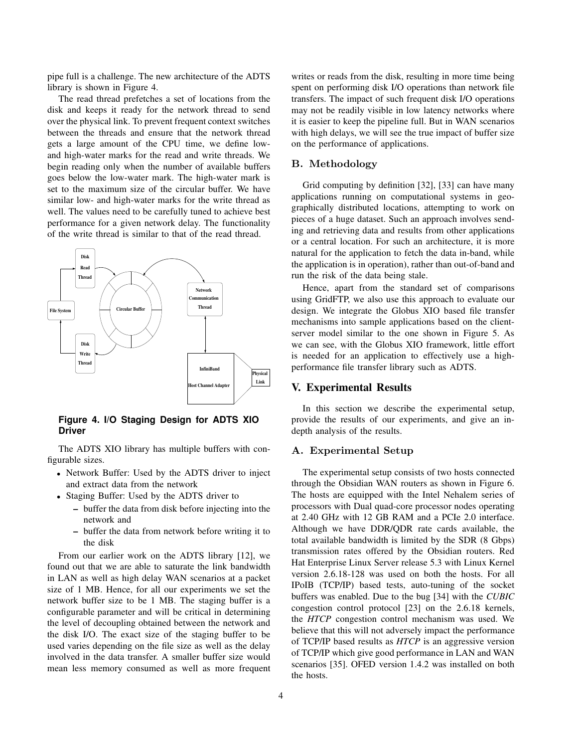pipe full is a challenge. The new architecture of the ADTS library is shown in Figure 4.

The read thread prefetches a set of locations from the disk and keeps it ready for the network thread to send over the physical link. To prevent frequent context switches between the threads and ensure that the network thread gets a large amount of the CPU time, we define low- and high-water marks for the read and write threads. We begin reading only when the number of available buffers goes below the low-water mark. The high-water mark is set to the maximum size of the circular buffer. We have similar low- and high-water marks for the write thread as well. The values need to be carefully tuned to achieve best performance for a given network delay. The functionality of the write thread is similar to that of the read thread.

**Figure 4. I/O Staging Design for ADTS XIO Driver**

The ADTS XIO library has multiple buffers with configurable sizes.

- Network Buffer: Used by the ADTS driver to inject and extract data from the network
- Staging Buffer: Used by the ADTS driver to
  - buffer the data from disk before injecting into the network and
  - buffer the data from network before writing it to the disk

From our earlier work on the ADTS library [12], we found out that we are able to saturate the link bandwidth in LAN as well as high delay WAN scenarios at a packet size of 1 MB. Hence, for all our experiments we set the network buffer size to be 1 MB. The staging buffer is a configurable parameter and will be critical in determining the level of decoupling obtained between the network and the disk I/O. The exact size of the staging buffer to be used varies depending on the file size as well as the delay involved in the data transfer. A smaller buffer size would mean less memory consumed as well as more frequent writes or reads from the disk, resulting in more time being spent on performing disk I/O operations than network file transfers. The impact of such frequent disk I/O operations may not be readily visible in low latency networks where it is easier to keep the pipeline full. But in WAN scenarios with high delays, we will see the true impact of buffer size on the performance of applications.

### B. Methodology

Grid computing by definition [32], [33] can have many applications running on computational systems in geographically distributed locations, attempting to work on pieces of a huge dataset. Such an approach involves sending and retrieving data and results from other applications or a central location. For such an architecture, it is more natural for the application to fetch the data in-band, while the application is in operation), rather than out-of-band and run the risk of the data being stale.

Hence, apart from the standard set of comparisons using GridFTP, we also use this approach to evaluate our design. We integrate the Globus XIO based file transfer mechanisms into sample applications based on the client-server model similar to the one shown in Figure 5. As we can see, with the Globus XIO framework, little effort is needed for an application to effectively use a high-performance file transfer library such as ADTS.

## V. Experimental Results

In this section we describe the experimental setup, provide the results of our experiments, and give an in-depth analysis of the results.

### A. Experimental Setup

The experimental setup consists of two hosts connected through the Obsidian WAN routers as shown in Figure 6. The hosts are equipped with the Intel Nehalem series of processors with Dual quad-core processor nodes operating at 2.40 GHz with 12 GB RAM and a PCIe 2.0 interface. Although we have DDR/QDR rate cards available, the total available bandwidth is limited by the SDR (8 Gbps) transmission rates offered by the Obsidian routers. Red Hat Enterprise Linux Server release 5.3 with Linux Kernel version 2.6.18-128 was used on both the hosts. For all IPoIB (TCP/IP) based tests, auto-tuning of the socket buffers was enabled. Due to the bug [34] with the *CUBIC* congestion control protocol [23] on the 2.6.18 kernels, the *HTCP* congestion control mechanism was used. We believe that this will not adversely impact the performance of TCP/IP based results as *HTCP* is an aggressive version of TCP/IP which give good performance in LAN and WAN scenarios [35]. OFED version 1.4.2 was installed on both the hosts.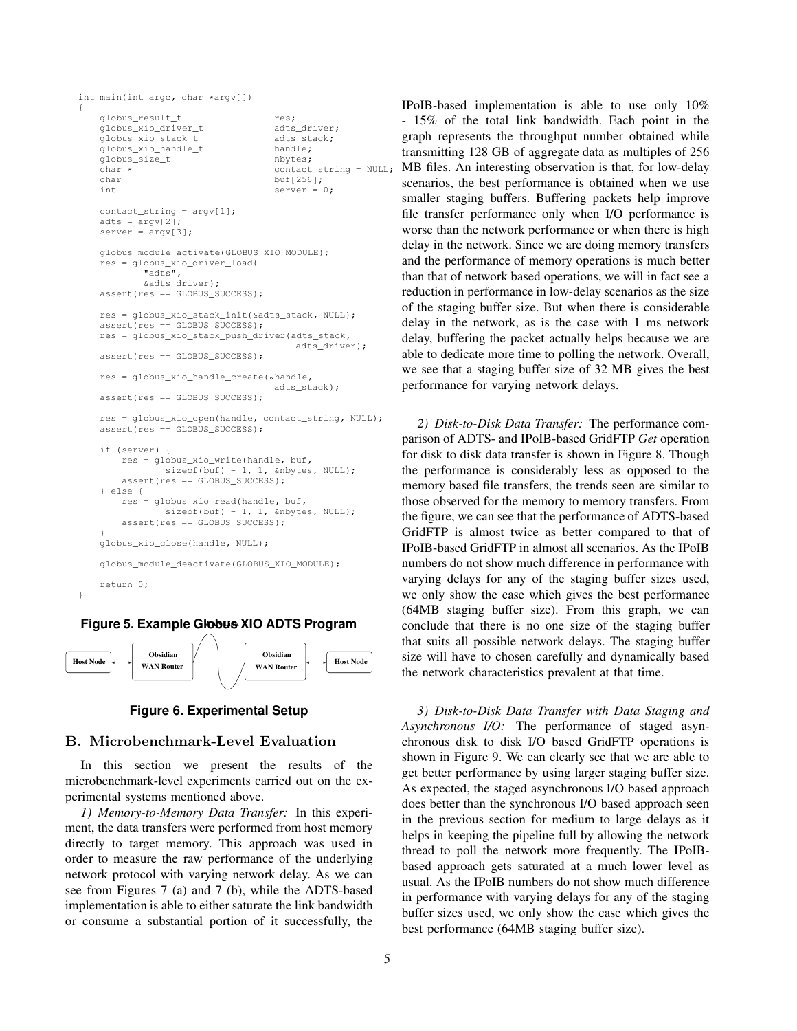```
int main(int argc, char *argv[])
{
    globus_result_t                 res;
    globus_xio_driver_t             adts_driver;
    globus_xio_stack_t              adts_stack;
    globus_xio_handle_t             handle;
    globus_size_t                   nbytes;
    char *                          contact_string = NULL;
    char                            buf[256];
    int                             server = 0;

    contact_string = argv[1];
    adts = argv[2];
    server = argv[3];

    globus_module_activate(GLOBUS_XIO_MODULE);
    res = globus_xio_driver_load(
            "adts",
            &adts_driver);
    assert(res == GLOBUS_SUCCESS);

    res = globus_xio_stack_init(&adts_stack, NULL);
    assert(res == GLOBUS_SUCCESS);
    res = globus_xio_stack_push_driver(adts_stack,
                                        adts_driver);
    assert(res == GLOBUS_SUCCESS);

    res = globus_xio_handle_create(&handle,
                                    adts_stack);
    assert(res == GLOBUS_SUCCESS);

    res = globus_xio_open(handle, contact_string, NULL);
    assert(res == GLOBUS_SUCCESS);

    if (server) {
        res = globus_xio_write(handle, buf,
                sizeof(buf) - 1, 1, &nbytes, NULL);
        assert(res == GLOBUS_SUCCESS);
    } else {
        res = globus_xio_read(handle, buf,
                sizeof(buf) - 1, 1, &nbytes, NULL);
        assert(res == GLOBUS_SUCCESS);
    }
    globus_xio_close(handle, NULL);

    globus_module_deactivate(GLOBUS_XIO_MODULE);

    return 0;
}
```

**Figure 5. Example Globus XIO ADTS Program**

Host Node — Obsidian WAN Router — Obsidian WAN Router — Host Node

**Figure 6. Experimental Setup**

## B. Microbenchmark-Level Evaluation

In this section we present the results of the microbenchmark-level experiments carried out on the experimental systems mentioned above.

*1) Memory-to-Memory Data Transfer:* In this experiment, the data transfers were performed from host memory directly to target memory. This approach was used in order to measure the raw performance of the underlying network protocol with varying network delay. As we can see from Figures 7 (a) and 7 (b), while the ADTS-based implementation is able to either saturate the link bandwidth or consume a substantial portion of it successfully, the IPoIB-based implementation is able to use only 10% - 15% of the total link bandwidth. Each point in the graph represents the throughput number obtained while transmitting 128 GB of aggregate data as multiples of 256 MB files. An interesting observation is that, for low-delay scenarios, the best performance is obtained when we use smaller staging buffers. Buffering packets help improve file transfer performance only when I/O performance is worse than the network performance or when there is high delay in the network. Since we are doing memory transfers and the performance of memory operations is much better than that of network based operations, we will in fact see a reduction in performance in low-delay scenarios as the size of the staging buffer size. But when there is considerable delay in the network, as is the case with 1 ms network delay, buffering the packet actually helps because we are able to dedicate more time to polling the network. Overall, we see that a staging buffer size of 32 MB gives the best performance for varying network delays.

*2) Disk-to-Disk Data Transfer:* The performance comparison of ADTS- and IPoIB-based GridFTP *Get* operation for disk to disk data transfer is shown in Figure 8. Though the performance is considerably less as opposed to the memory based file transfers, the trends seen are similar to those observed for the memory to memory transfers. From the figure, we can see that the performance of ADTS-based GridFTP is almost twice as better compared to that of IPoIB-based GridFTP in almost all scenarios. As the IPoIB numbers do not show much difference in performance with varying delays for any of the staging buffer sizes used, we only show the case which gives the best performance (64MB staging buffer size). From this graph, we can conclude that there is no one size of the staging buffer that suits all possible network delays. The staging buffer size will have to chosen carefully and dynamically based the network characteristics prevalent at that time.

*3) Disk-to-Disk Data Transfer with Data Staging and Asynchronous I/O:* The performance of staged asynchronous disk to disk I/O based GridFTP operations is shown in Figure 9. We can clearly see that we are able to get better performance by using larger staging buffer size. As expected, the staged asynchronous I/O based approach does better than the synchronous I/O based approach seen in the previous section for medium to large delays as it helps in keeping the pipeline full by allowing the network thread to poll the network more frequently. The IPoIB-based approach gets saturated at a much lower level as usual. As the IPoIB numbers do not show much difference in performance with varying delays for any of the staging buffer sizes used, we only show the case which gives the best performance (64MB staging buffer size).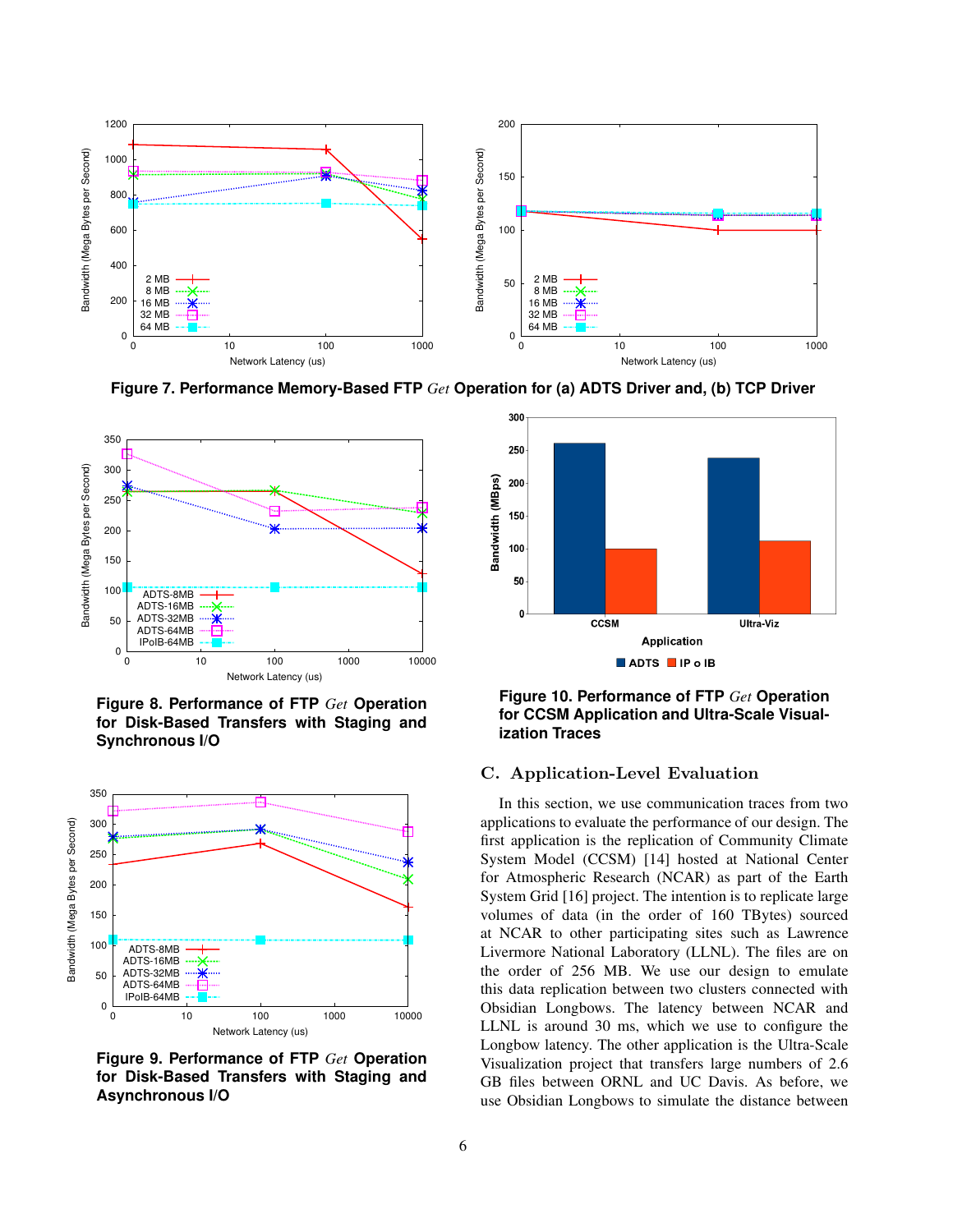**Figure 7. Performance Memory-Based FTP *Get* Operation for (a) ADTS Driver and, (b) TCP Driver**

**Figure 8. Performance of FTP *Get* Operation for Disk-Based Transfers with Staging and Synchronous I/O**

**Figure 9. Performance of FTP *Get* Operation for Disk-Based Transfers with Staging and Asynchronous I/O**

**Figure 10. Performance of FTP *Get* Operation for CCSM Application and Ultra-Scale Visualization Traces**

## C. Application-Level Evaluation

In this section, we use communication traces from two applications to evaluate the performance of our design. The first application is the replication of Community Climate System Model (CCSM) [14] hosted at National Center for Atmospheric Research (NCAR) as part of the Earth System Grid [16] project. The intention is to replicate large volumes of data (in the order of 160 TBytes) sourced at NCAR to other participating sites such as Lawrence Livermore National Laboratory (LLNL). The files are on the order of 256 MB. We use our design to emulate this data replication between two clusters connected with Obsidian Longbows. The latency between NCAR and LLNL is around 30 ms, which we use to configure the Longbow latency. The other application is the Ultra-Scale Visualization project that transfers large numbers of 2.6 GB files between ORNL and UC Davis. As before, we use Obsidian Longbows to simulate the distance between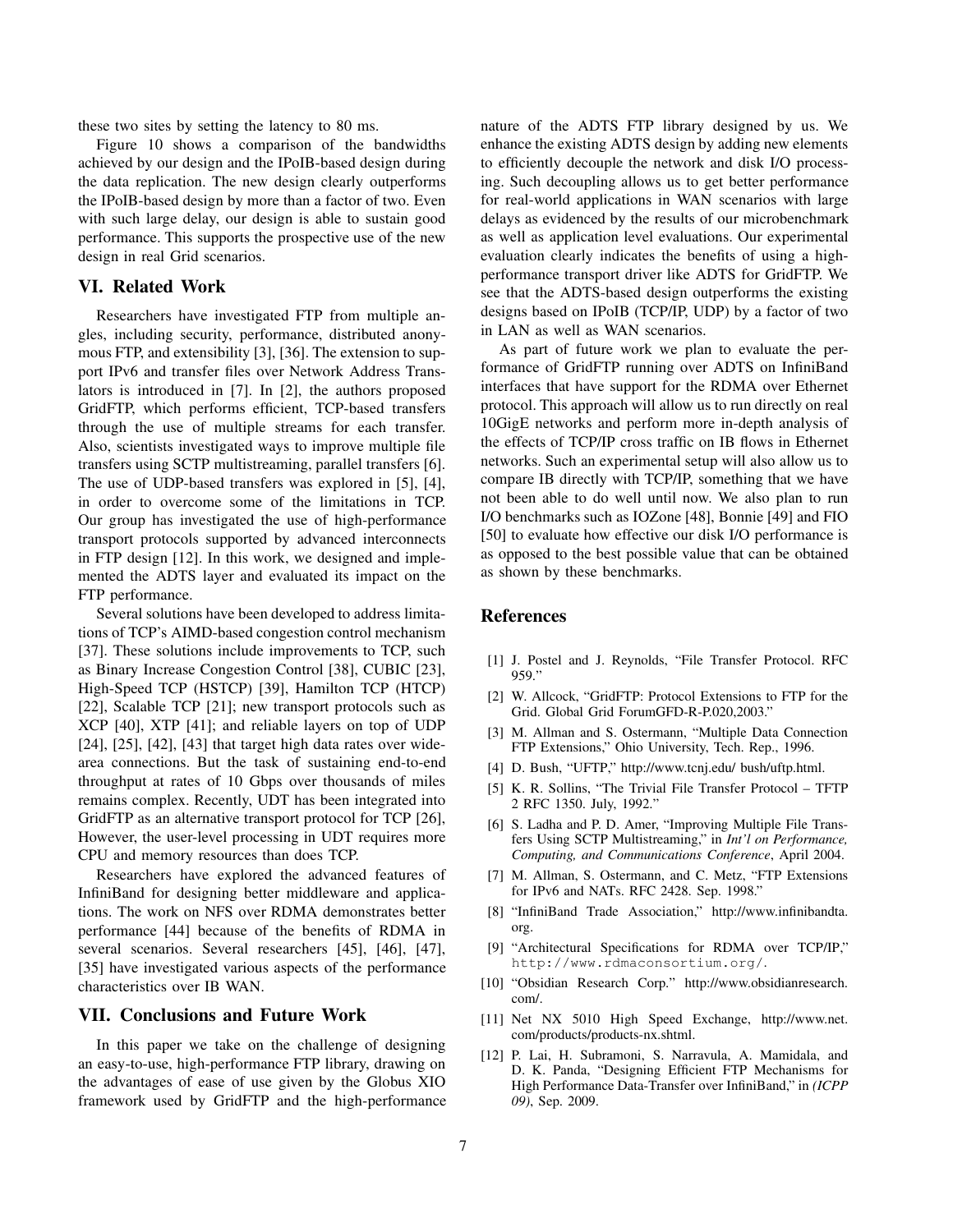these two sites by setting the latency to 80 ms.

Figure 10 shows a comparison of the bandwidths achieved by our design and the IPoIB-based design during the data replication. The new design clearly outperforms the IPoIB-based design by more than a factor of two. Even with such large delay, our design is able to sustain good performance. This supports the prospective use of the new design in real Grid scenarios.

## VI. Related Work

Researchers have investigated FTP from multiple angles, including security, performance, distributed anonymous FTP, and extensibility [3], [36]. The extension to support IPv6 and transfer files over Network Address Translators is introduced in [7]. In [2], the authors proposed GridFTP, which performs efficient, TCP-based transfers through the use of multiple streams for each transfer. Also, scientists investigated ways to improve multiple file transfers using SCTP multistreaming, parallel transfers [6]. The use of UDP-based transfers was explored in [5], [4], in order to overcome some of the limitations in TCP. Our group has investigated the use of high-performance transport protocols supported by advanced interconnects in FTP design [12]. In this work, we designed and implemented the ADTS layer and evaluated its impact on the FTP performance.

Several solutions have been developed to address limitations of TCP's AIMD-based congestion control mechanism [37]. These solutions include improvements to TCP, such as Binary Increase Congestion Control [38], CUBIC [23], High-Speed TCP (HSTCP) [39], Hamilton TCP (HTCP) [22], Scalable TCP [21]; new transport protocols such as XCP [40], XTP [41]; and reliable layers on top of UDP [24], [25], [42], [43] that target high data rates over wide-area connections. But the task of sustaining end-to-end throughput at rates of 10 Gbps over thousands of miles remains complex. Recently, UDT has been integrated into GridFTP as an alternative transport protocol for TCP [26], However, the user-level processing in UDT requires more CPU and memory resources than does TCP.

Researchers have explored the advanced features of InfiniBand for designing better middleware and applications. The work on NFS over RDMA demonstrates better performance [44] because of the benefits of RDMA in several scenarios. Several researchers [45], [46], [47], [35] have investigated various aspects of the performance characteristics over IB WAN.

## VII. Conclusions and Future Work

In this paper we take on the challenge of designing an easy-to-use, high-performance FTP library, drawing on the advantages of ease of use given by the Globus XIO framework used by GridFTP and the high-performance nature of the ADTS FTP library designed by us. We enhance the existing ADTS design by adding new elements to efficiently decouple the network and disk I/O processing. Such decoupling allows us to get better performance for real-world applications in WAN scenarios with large delays as evidenced by the results of our microbenchmark as well as application level evaluations. Our experimental evaluation clearly indicates the benefits of using a high-performance transport driver like ADTS for GridFTP. We see that the ADTS-based design outperforms the existing designs based on IPoIB (TCP/IP, UDP) by a factor of two in LAN as well as WAN scenarios.

As part of future work we plan to evaluate the performance of GridFTP running over ADTS on InfiniBand interfaces that have support for the RDMA over Ethernet protocol. This approach will allow us to run directly on real 10GigE networks and perform more in-depth analysis of the effects of TCP/IP cross traffic on IB flows in Ethernet networks. Such an experimental setup will also allow us to compare IB directly with TCP/IP, something that we have not been able to do well until now. We also plan to run I/O benchmarks such as IOZone [48], Bonnie [49] and FIO [50] to evaluate how effective our disk I/O performance is as opposed to the best possible value that can be obtained as shown by these benchmarks.

## References

[1] J. Postel and J. Reynolds, "File Transfer Protocol. RFC 959."

[2] W. Allcock, "GridFTP: Protocol Extensions to FTP for the Grid. Global Grid ForumGFD-R-P.020,2003."

[3] M. Allman and S. Ostermann, "Multiple Data Connection FTP Extensions," Ohio University, Tech. Rep., 1996.

[4] D. Bush, "UFTP," http://www.tcnj.edu/ bush/uftp.html.

[5] K. R. Sollins, "The Trivial File Transfer Protocol – TFTP 2 RFC 1350. July, 1992."

[6] S. Ladha and P. D. Amer, "Improving Multiple File Transfers Using SCTP Multistreaming," in *Int'l on Performance, Computing, and Communications Conference*, April 2004.

[7] M. Allman, S. Ostermann, and C. Metz, "FTP Extensions for IPv6 and NATs. RFC 2428. Sep. 1998."

[8] "InfiniBand Trade Association," http://www.infinibandta.org.

[9] "Architectural Specifications for RDMA over TCP/IP," `http://www.rdmaconsortium.org/`.

[10] "Obsidian Research Corp." http://www.obsidianresearch.com/.

[11] Net NX 5010 High Speed Exchange, http://www.net.com/products/products-nx.shtml.

[12] P. Lai, H. Subramoni, S. Narravula, A. Mamidala, and D. K. Panda, "Designing Efficient FTP Mechanisms for High Performance Data-Transfer over InfiniBand," in *(ICPP 09)*, Sep. 2009.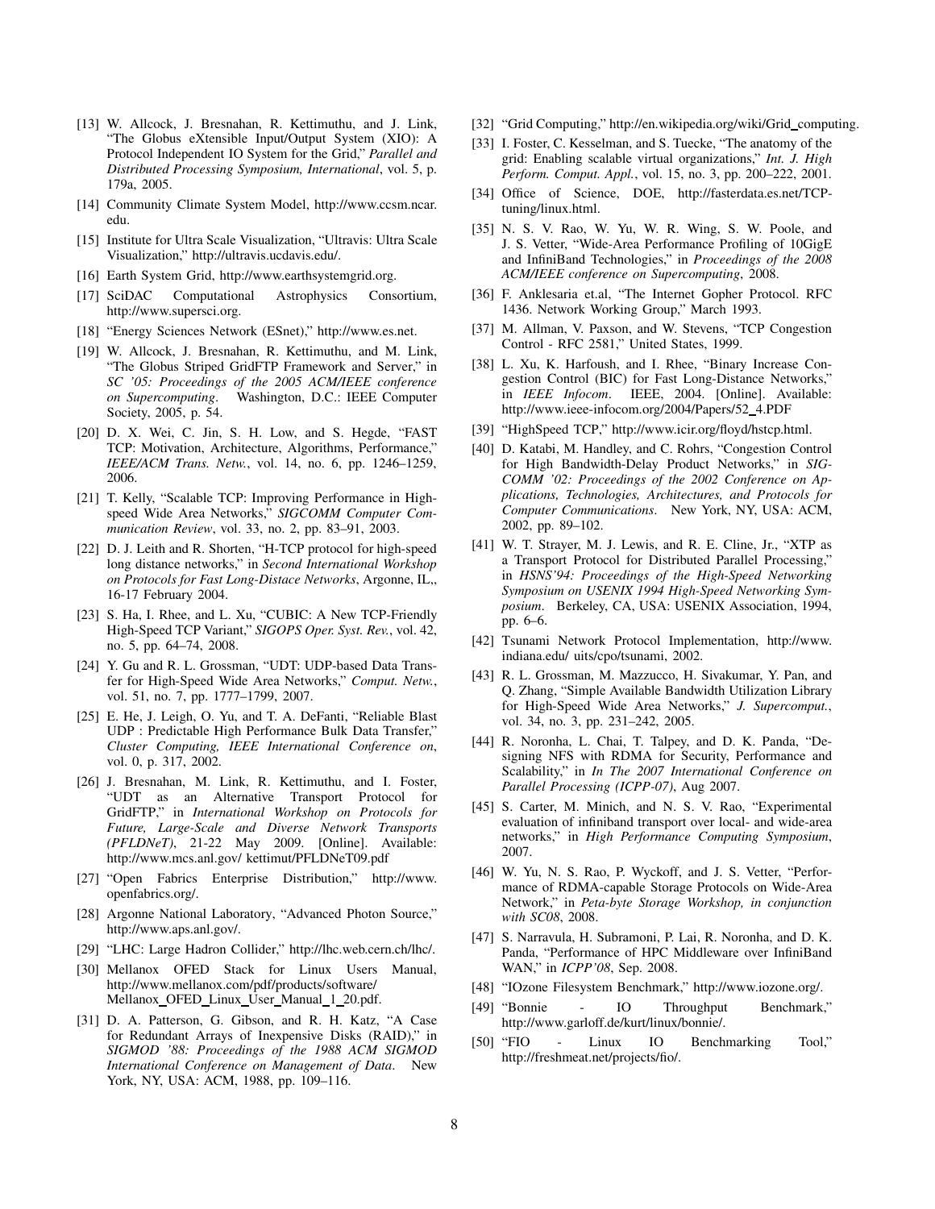[13] W. Allcock, J. Bresnahan, R. Kettimuthu, and J. Link, "The Globus eXtensible Input/Output System (XIO): A Protocol Independent IO System for the Grid," *Parallel and Distributed Processing Symposium, International*, vol. 5, p. 179a, 2005.

[14] Community Climate System Model, http://www.ccsm.ncar.edu.

[15] Institute for Ultra Scale Visualization, "Ultravis: Ultra Scale Visualization," http://ultravis.ucdavis.edu/.

[16] Earth System Grid, http://www.earthsystemgrid.org.

[17] SciDAC Computational Astrophysics Consortium, http://www.supersci.org.

[18] "Energy Sciences Network (ESnet)," http://www.es.net.

[19] W. Allcock, J. Bresnahan, R. Kettimuthu, and M. Link, "The Globus Striped GridFTP Framework and Server," in *SC '05: Proceedings of the 2005 ACM/IEEE conference on Supercomputing*. Washington, D.C.: IEEE Computer Society, 2005, p. 54.

[20] D. X. Wei, C. Jin, S. H. Low, and S. Hegde, "FAST TCP: Motivation, Architecture, Algorithms, Performance," *IEEE/ACM Trans. Netw.*, vol. 14, no. 6, pp. 1246–1259, 2006.

[21] T. Kelly, "Scalable TCP: Improving Performance in High-speed Wide Area Networks," *SIGCOMM Computer Communication Review*, vol. 33, no. 2, pp. 83–91, 2003.

[22] D. J. Leith and R. Shorten, "H-TCP protocol for high-speed long distance networks," in *Second International Workshop on Protocols for Fast Long-Distace Networks*, Argonne, IL,, 16-17 February 2004.

[23] S. Ha, I. Rhee, and L. Xu, "CUBIC: A New TCP-Friendly High-Speed TCP Variant," *SIGOPS Oper. Syst. Rev.*, vol. 42, no. 5, pp. 64–74, 2008.

[24] Y. Gu and R. L. Grossman, "UDT: UDP-based Data Transfer for High-Speed Wide Area Networks," *Comput. Netw.*, vol. 51, no. 7, pp. 1777–1799, 2007.

[25] E. He, J. Leigh, O. Yu, and T. A. DeFanti, "Reliable Blast UDP : Predictable High Performance Bulk Data Transfer," *Cluster Computing, IEEE International Conference on*, vol. 0, p. 317, 2002.

[26] J. Bresnahan, M. Link, R. Kettimuthu, and I. Foster, "UDT as an Alternative Transport Protocol for GridFTP," in *International Workshop on Protocols for Future, Large-Scale and Diverse Network Transports (PFLDNeT)*, 21-22 May 2009. [Online]. Available: http://www.mcs.anl.gov/ kettimut/PFLDNeT09.pdf

[27] "Open Fabrics Enterprise Distribution," http://www.openfabrics.org/.

[28] Argonne National Laboratory, "Advanced Photon Source," http://www.aps.anl.gov/.

[29] "LHC: Large Hadron Collider," http://lhc.web.cern.ch/lhc/.

[30] Mellanox OFED Stack for Linux Users Manual, http://www.mellanox.com/pdf/products/software/Mellanox_OFED_Linux_User_Manual_1_20.pdf.

[31] D. A. Patterson, G. Gibson, and R. H. Katz, "A Case for Redundant Arrays of Inexpensive Disks (RAID)," in *SIGMOD '88: Proceedings of the 1988 ACM SIGMOD International Conference on Management of Data*. New York, NY, USA: ACM, 1988, pp. 109–116.

[32] "Grid Computing," http://en.wikipedia.org/wiki/Grid_computing.

[33] I. Foster, C. Kesselman, and S. Tuecke, "The anatomy of the grid: Enabling scalable virtual organizations," *Int. J. High Perform. Comput. Appl.*, vol. 15, no. 3, pp. 200–222, 2001.

[34] Office of Science, DOE, http://fasterdata.es.net/TCP-tuning/linux.html.

[35] N. S. V. Rao, W. Yu, W. R. Wing, S. W. Poole, and J. S. Vetter, "Wide-Area Performance Profiling of 10GigE and InfiniBand Technologies," in *Proceedings of the 2008 ACM/IEEE conference on Supercomputing*, 2008.

[36] F. Anklesaria et.al, "The Internet Gopher Protocol. RFC 1436. Network Working Group," March 1993.

[37] M. Allman, V. Paxson, and W. Stevens, "TCP Congestion Control - RFC 2581," United States, 1999.

[38] L. Xu, K. Harfoush, and I. Rhee, "Binary Increase Congestion Control (BIC) for Fast Long-Distance Networks," in *IEEE Infocom*. IEEE, 2004. [Online]. Available: http://www.ieee-infocom.org/2004/Papers/52_4.PDF

[39] "HighSpeed TCP," http://www.icir.org/floyd/hstcp.html.

[40] D. Katabi, M. Handley, and C. Rohrs, "Congestion Control for High Bandwidth-Delay Product Networks," in *SIGCOMM '02: Proceedings of the 2002 Conference on Applications, Technologies, Architectures, and Protocols for Computer Communications*. New York, NY, USA: ACM, 2002, pp. 89–102.

[41] W. T. Strayer, M. J. Lewis, and R. E. Cline, Jr., "XTP as a Transport Protocol for Distributed Parallel Processing," in *HSNS'94: Proceedings of the High-Speed Networking Symposium on USENIX 1994 High-Speed Networking Symposium*. Berkeley, CA, USA: USENIX Association, 1994, pp. 6–6.

[42] Tsunami Network Protocol Implementation, http://www.indiana.edu/ uits/cpo/tsunami, 2002.

[43] R. L. Grossman, M. Mazzucco, H. Sivakumar, Y. Pan, and Q. Zhang, "Simple Available Bandwidth Utilization Library for High-Speed Wide Area Networks," *J. Supercomput.*, vol. 34, no. 3, pp. 231–242, 2005.

[44] R. Noronha, L. Chai, T. Talpey, and D. K. Panda, "Designing NFS with RDMA for Security, Performance and Scalability," in *In The 2007 International Conference on Parallel Processing (ICPP-07)*, Aug 2007.

[45] S. Carter, M. Minich, and N. S. V. Rao, "Experimental evaluation of infiniband transport over local- and wide-area networks," in *High Performance Computing Symposium*, 2007.

[46] W. Yu, N. S. Rao, P. Wyckoff, and J. S. Vetter, "Performance of RDMA-capable Storage Protocols on Wide-Area Network," in *Peta-byte Storage Workshop, in conjunction with SC08*, 2008.

[47] S. Narravula, H. Subramoni, P. Lai, R. Noronha, and D. K. Panda, "Performance of HPC Middleware over InfiniBand WAN," in *ICPP'08*, Sep. 2008.

[48] "IOzone Filesystem Benchmark," http://www.iozone.org/.

[49] "Bonnie - IO Throughput Benchmark," http://www.garloff.de/kurt/linux/bonnie/.

[50] "FIO - Linux IO Benchmarking Tool," http://freshmeat.net/projects/fio/.